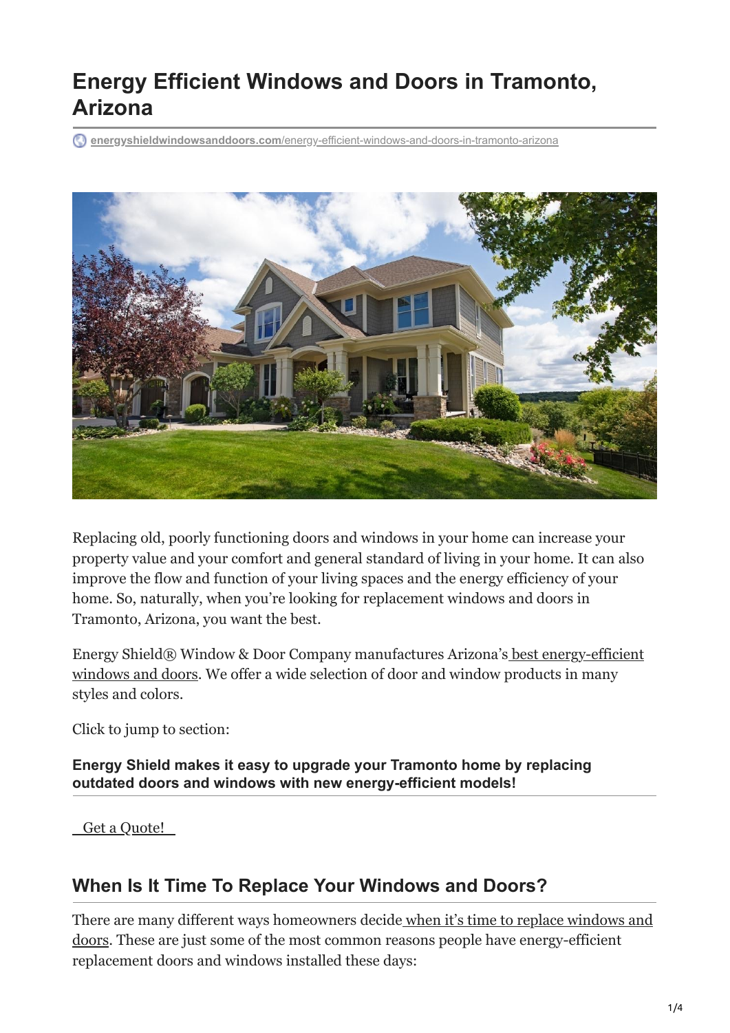# Energy Efficient Windows and Doors in Tramonto, Arizona

energyshieldwindowsanddoors.com/energy-efficient-windows-and-doors-in-tramonto-arizona

Replacing old, poorly functioning doors and windows in your home can increase your property value and your comfort and general standard of living in your home. It can also improve the flow and function of your living spaces and the energy efficiency of your home. So, naturally, when you're looking for replacement windows and doors in Tramonto, Arizona, you want the best.

Energy Shield® Window & Door Company manufactures Arizona's best energy-efficient windows and doors. We offer a wide selection of door and window products in many styles and colors.

Click to jump to section:

**Energy Shield makes it easy to upgrade your Tramonto home by replacing outdated doors and windows with new energy-efficient models!**

Get a Quote!

## When Is It Time To Replace Your Windows and Doors?

There are many different ways homeowners decide when it's time to replace windows and doors. These are just some of the most common reasons people have energy-efficient replacement doors and windows installed these days: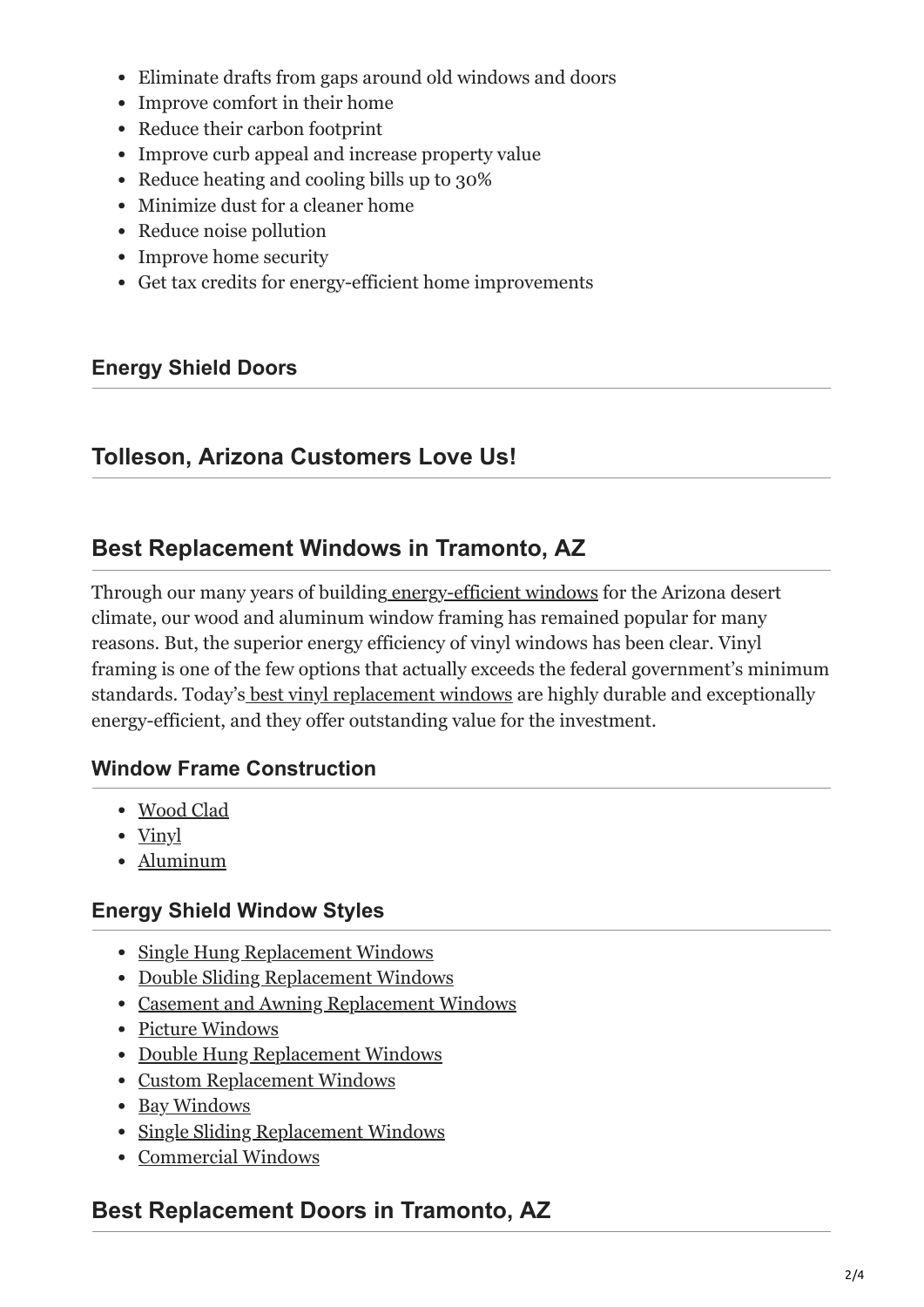- Eliminate drafts from gaps around old windows and doors
- Improve comfort in their home
- Reduce their carbon footprint
- Improve curb appeal and increase property value
- Reduce heating and cooling bills up to 30%
- Minimize dust for a cleaner home
- Reduce noise pollution
- Improve home security
- Get tax credits for energy-efficient home improvements

### Energy Shield Doors

## Tolleson, Arizona Customers Love Us!

## Best Replacement Windows in Tramonto, AZ

Through our many years of building energy-efficient windows for the Arizona desert climate, our wood and aluminum window framing has remained popular for many reasons. But, the superior energy efficiency of vinyl windows has been clear. Vinyl framing is one of the few options that actually exceeds the federal government's minimum standards. Today's best vinyl replacement windows are highly durable and exceptionally energy-efficient, and they offer outstanding value for the investment.

### Window Frame Construction

- Wood Clad
- Vinyl
- Aluminum

### Energy Shield Window Styles

- Single Hung Replacement Windows
- Double Sliding Replacement Windows
- Casement and Awning Replacement Windows
- Picture Windows
- Double Hung Replacement Windows
- Custom Replacement Windows
- Bay Windows
- Single Sliding Replacement Windows
- Commercial Windows

## Best Replacement Doors in Tramonto, AZ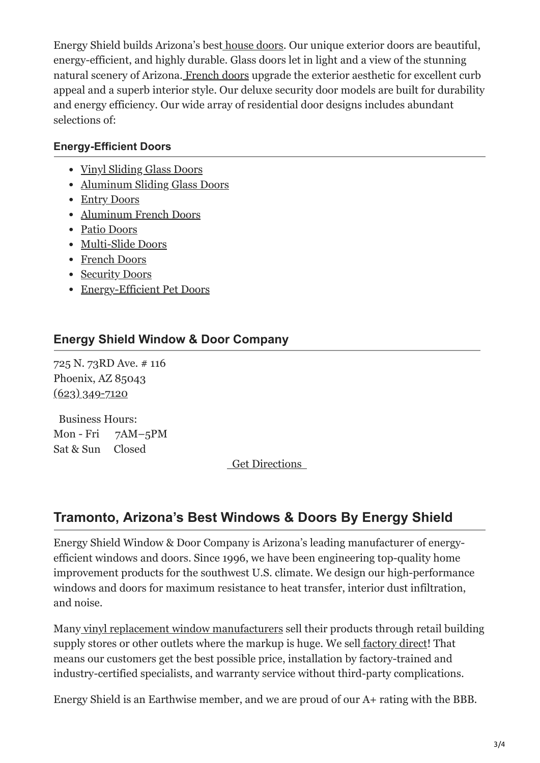Energy Shield builds Arizona's best house doors. Our unique exterior doors are beautiful, energy-efficient, and highly durable. Glass doors let in light and a view of the stunning natural scenery of Arizona. French doors upgrade the exterior aesthetic for excellent curb appeal and a superb interior style. Our deluxe security door models are built for durability and energy efficiency. Our wide array of residential door designs includes abundant selections of:

#### Energy-Efficient Doors

- Vinyl Sliding Glass Doors
- Aluminum Sliding Glass Doors
- Entry Doors
- Aluminum French Doors
- Patio Doors
- Multi-Slide Doors
- French Doors
- Security Doors
- Energy-Efficient Pet Doors

### Energy Shield Window & Door Company

725 N. 73RD Ave. # 116
Phoenix, AZ 85043
(623) 349-7120

Business Hours:
Mon - Fri 7AM–5PM
Sat & Sun Closed

Get Directions

## Tramonto, Arizona's Best Windows & Doors By Energy Shield

Energy Shield Window & Door Company is Arizona's leading manufacturer of energy-efficient windows and doors. Since 1996, we have been engineering top-quality home improvement products for the southwest U.S. climate. We design our high-performance windows and doors for maximum resistance to heat transfer, interior dust infiltration, and noise.

Many vinyl replacement window manufacturers sell their products through retail building supply stores or other outlets where the markup is huge. We sell factory direct! That means our customers get the best possible price, installation by factory-trained and industry-certified specialists, and warranty service without third-party complications.

Energy Shield is an Earthwise member, and we are proud of our A+ rating with the BBB.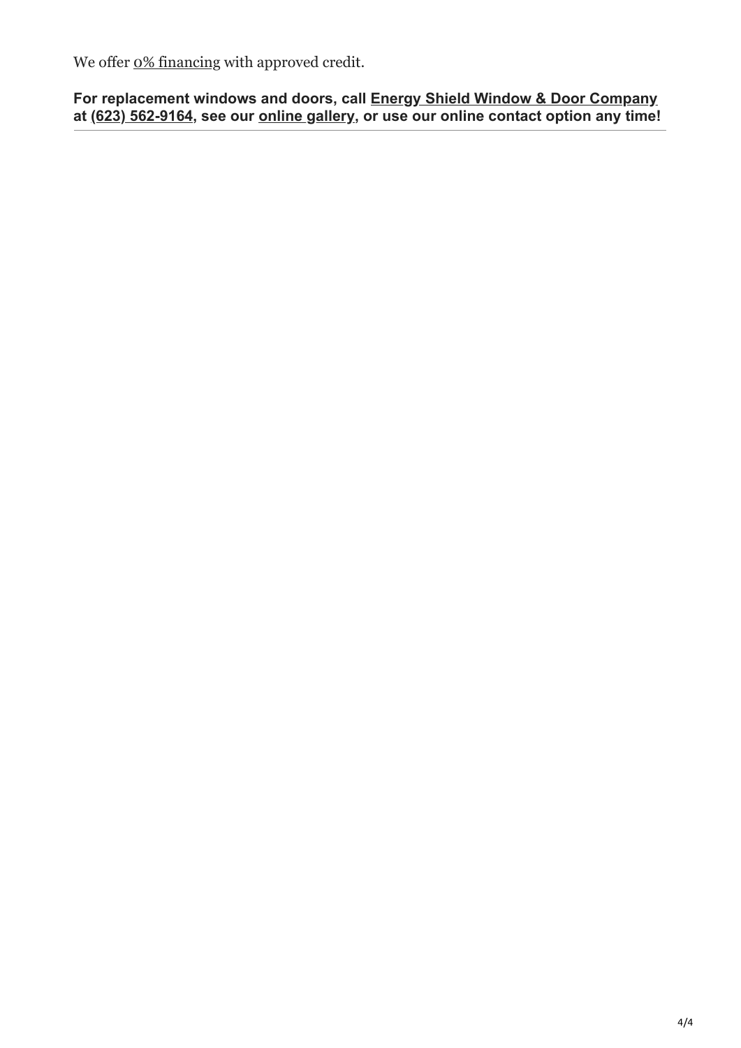We offer 0% financing with approved credit.

**For replacement windows and doors, call Energy Shield Window & Door Company at (623) 562-9164, see our online gallery, or use our online contact option any time!**

---